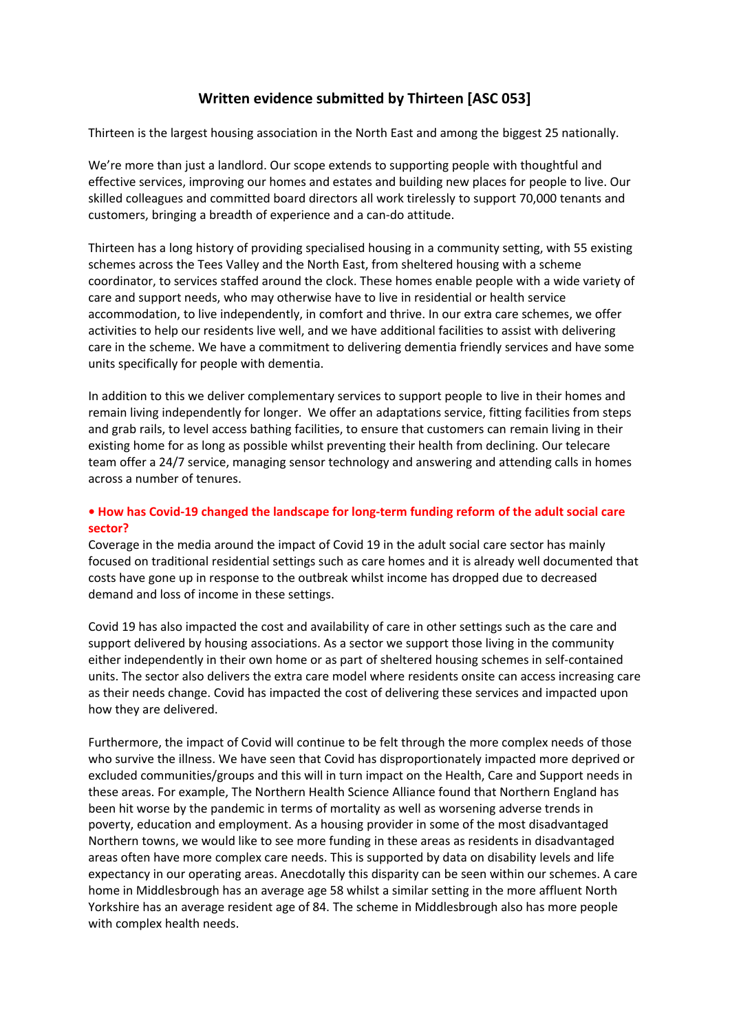# Written evidence submitted by Thirteen [ASC 053]

Thirteen is the largest housing association in the North East and among the biggest 25 nationally.

We're more than just a landlord. Our scope extends to supporting people with thoughtful and effective services, improving our homes and estates and building new places for people to live. Our skilled colleagues and committed board directors all work tirelessly to support 70,000 tenants and customers, bringing a breadth of experience and a can-do attitude.

Thirteen has a long history of providing specialised housing in a community setting, with 55 existing schemes across the Tees Valley and the North East, from sheltered housing with a scheme coordinator, to services staffed around the clock. These homes enable people with a wide variety of care and support needs, who may otherwise have to live in residential or health service accommodation, to live independently, in comfort and thrive. In our extra care schemes, we offer activities to help our residents live well, and we have additional facilities to assist with delivering care in the scheme. We have a commitment to delivering dementia friendly services and have some units specifically for people with dementia.

In addition to this we deliver complementary services to support people to live in their homes and remain living independently for longer. We offer an adaptations service, fitting facilities from steps and grab rails, to level access bathing facilities, to ensure that customers can remain living in their existing home for as long as possible whilst preventing their health from declining. Our telecare team offer a 24/7 service, managing sensor technology and answering and attending calls in homes across a number of tenures.

**• How has Covid-19 changed the landscape for long-term funding reform of the adult social care sector?**

Coverage in the media around the impact of Covid 19 in the adult social care sector has mainly focused on traditional residential settings such as care homes and it is already well documented that costs have gone up in response to the outbreak whilst income has dropped due to decreased demand and loss of income in these settings.

Covid 19 has also impacted the cost and availability of care in other settings such as the care and support delivered by housing associations. As a sector we support those living in the community either independently in their own home or as part of sheltered housing schemes in self-contained units. The sector also delivers the extra care model where residents onsite can access increasing care as their needs change. Covid has impacted the cost of delivering these services and impacted upon how they are delivered.

Furthermore, the impact of Covid will continue to be felt through the more complex needs of those who survive the illness. We have seen that Covid has disproportionately impacted more deprived or excluded communities/groups and this will in turn impact on the Health, Care and Support needs in these areas. For example, The Northern Health Science Alliance found that Northern England has been hit worse by the pandemic in terms of mortality as well as worsening adverse trends in poverty, education and employment. As a housing provider in some of the most disadvantaged Northern towns, we would like to see more funding in these areas as residents in disadvantaged areas often have more complex care needs. This is supported by data on disability levels and life expectancy in our operating areas. Anecdotally this disparity can be seen within our schemes. A care home in Middlesbrough has an average age 58 whilst a similar setting in the more affluent North Yorkshire has an average resident age of 84. The scheme in Middlesbrough also has more people with complex health needs.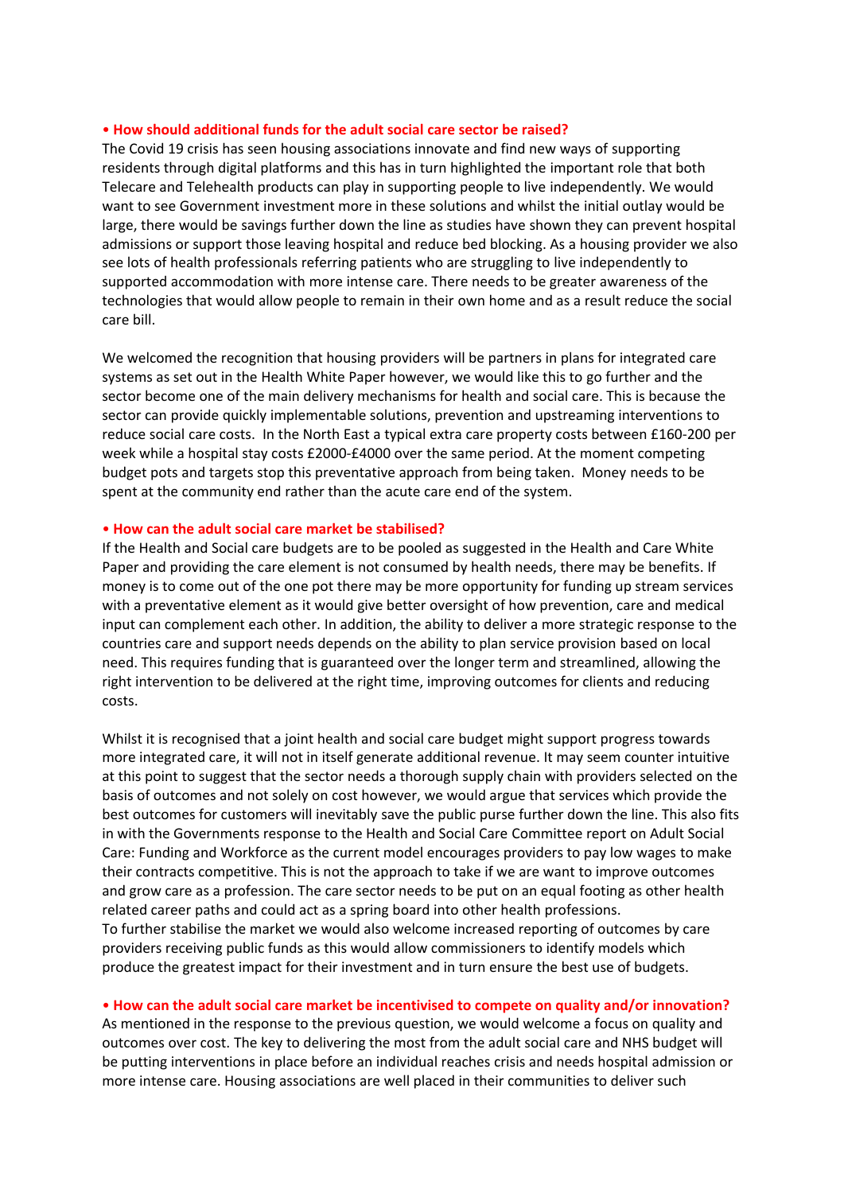**• How should additional funds for the adult social care sector be raised?**

The Covid 19 crisis has seen housing associations innovate and find new ways of supporting residents through digital platforms and this has in turn highlighted the important role that both Telecare and Telehealth products can play in supporting people to live independently. We would want to see Government investment more in these solutions and whilst the initial outlay would be large, there would be savings further down the line as studies have shown they can prevent hospital admissions or support those leaving hospital and reduce bed blocking. As a housing provider we also see lots of health professionals referring patients who are struggling to live independently to supported accommodation with more intense care. There needs to be greater awareness of the technologies that would allow people to remain in their own home and as a result reduce the social care bill.

We welcomed the recognition that housing providers will be partners in plans for integrated care systems as set out in the Health White Paper however, we would like this to go further and the sector become one of the main delivery mechanisms for health and social care. This is because the sector can provide quickly implementable solutions, prevention and upstreaming interventions to reduce social care costs. In the North East a typical extra care property costs between £160-200 per week while a hospital stay costs £2000-£4000 over the same period. At the moment competing budget pots and targets stop this preventative approach from being taken. Money needs to be spent at the community end rather than the acute care end of the system.

**• How can the adult social care market be stabilised?**

If the Health and Social care budgets are to be pooled as suggested in the Health and Care White Paper and providing the care element is not consumed by health needs, there may be benefits. If money is to come out of the one pot there may be more opportunity for funding up stream services with a preventative element as it would give better oversight of how prevention, care and medical input can complement each other. In addition, the ability to deliver a more strategic response to the countries care and support needs depends on the ability to plan service provision based on local need. This requires funding that is guaranteed over the longer term and streamlined, allowing the right intervention to be delivered at the right time, improving outcomes for clients and reducing costs.

Whilst it is recognised that a joint health and social care budget might support progress towards more integrated care, it will not in itself generate additional revenue. It may seem counter intuitive at this point to suggest that the sector needs a thorough supply chain with providers selected on the basis of outcomes and not solely on cost however, we would argue that services which provide the best outcomes for customers will inevitably save the public purse further down the line. This also fits in with the Governments response to the Health and Social Care Committee report on Adult Social Care: Funding and Workforce as the current model encourages providers to pay low wages to make their contracts competitive. This is not the approach to take if we are want to improve outcomes and grow care as a profession. The care sector needs to be put on an equal footing as other health related career paths and could act as a spring board into other health professions.
To further stabilise the market we would also welcome increased reporting of outcomes by care providers receiving public funds as this would allow commissioners to identify models which produce the greatest impact for their investment and in turn ensure the best use of budgets.

**• How can the adult social care market be incentivised to compete on quality and/or innovation?**

As mentioned in the response to the previous question, we would welcome a focus on quality and outcomes over cost. The key to delivering the most from the adult social care and NHS budget will be putting interventions in place before an individual reaches crisis and needs hospital admission or more intense care. Housing associations are well placed in their communities to deliver such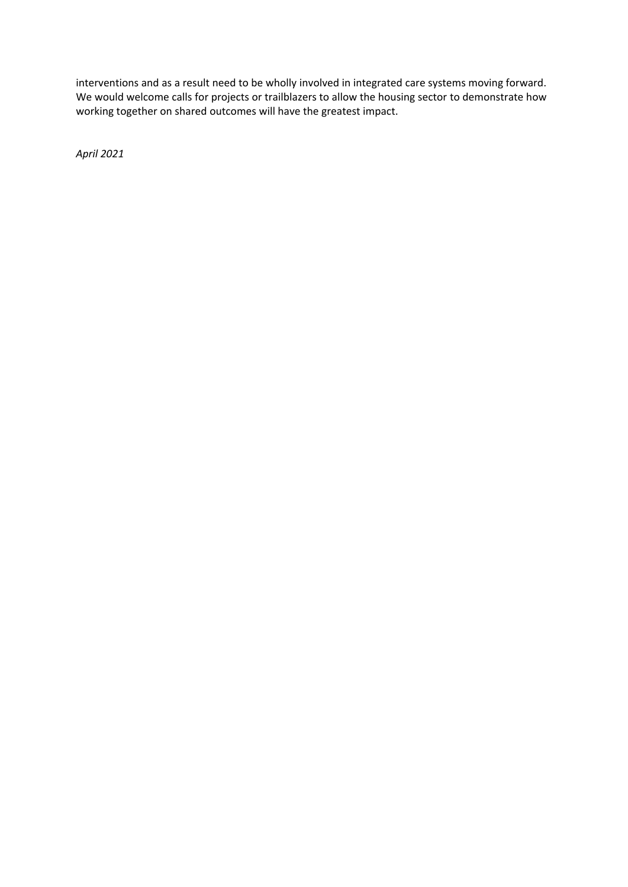interventions and as a result need to be wholly involved in integrated care systems moving forward. We would welcome calls for projects or trailblazers to allow the housing sector to demonstrate how working together on shared outcomes will have the greatest impact.

*April 2021*